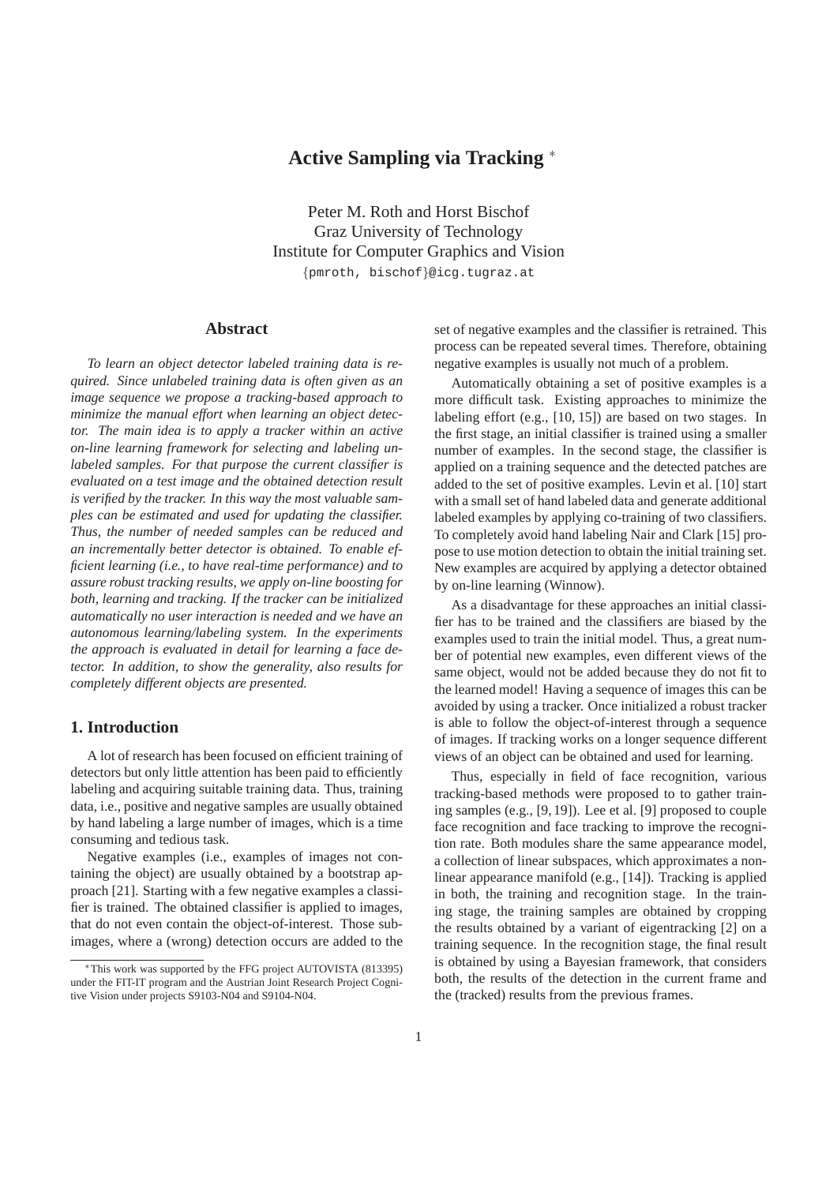# Active Sampling via Tracking *

Peter M. Roth and Horst Bischof
Graz University of Technology
Institute for Computer Graphics and Vision
{pmroth, bischof}@icg.tugraz.at

## Abstract

*To learn an object detector labeled training data is required. Since unlabeled training data is often given as an image sequence we propose a tracking-based approach to minimize the manual effort when learning an object detector. The main idea is to apply a tracker within an active on-line learning framework for selecting and labeling unlabeled samples. For that purpose the current classifier is evaluated on a test image and the obtained detection result is verified by the tracker. In this way the most valuable samples can be estimated and used for updating the classifier. Thus, the number of needed samples can be reduced and an incrementally better detector is obtained. To enable efficient learning (i.e., to have real-time performance) and to assure robust tracking results, we apply on-line boosting for both, learning and tracking. If the tracker can be initialized automatically no user interaction is needed and we have an autonomous learning/labeling system. In the experiments the approach is evaluated in detail for learning a face detector. In addition, to show the generality, also results for completely different objects are presented.*

## 1. Introduction

A lot of research has been focused on efficient training of detectors but only little attention has been paid to efficiently labeling and acquiring suitable training data. Thus, training data, i.e., positive and negative samples are usually obtained by hand labeling a large number of images, which is a time consuming and tedious task.

Negative examples (i.e., examples of images not containing the object) are usually obtained by a bootstrap approach [21]. Starting with a few negative examples a classifier is trained. The obtained classifier is applied to images, that do not even contain the object-of-interest. Those subimages, where a (wrong) detection occurs are added to the set of negative examples and the classifier is retrained. This process can be repeated several times. Therefore, obtaining negative examples is usually not much of a problem.

Automatically obtaining a set of positive examples is a more difficult task. Existing approaches to minimize the labeling effort (e.g., [10, 15]) are based on two stages. In the first stage, an initial classifier is trained using a smaller number of examples. In the second stage, the classifier is applied on a training sequence and the detected patches are added to the set of positive examples. Levin et al. [10] start with a small set of hand labeled data and generate additional labeled examples by applying co-training of two classifiers. To completely avoid hand labeling Nair and Clark [15] propose to use motion detection to obtain the initial training set. New examples are acquired by applying a detector obtained by on-line learning (Winnow).

As a disadvantage for these approaches an initial classifier has to be trained and the classifiers are biased by the examples used to train the initial model. Thus, a great number of potential new examples, even different views of the same object, would not be added because they do not fit to the learned model! Having a sequence of images this can be avoided by using a tracker. Once initialized a robust tracker is able to follow the object-of-interest through a sequence of images. If tracking works on a longer sequence different views of an object can be obtained and used for learning.

Thus, especially in field of face recognition, various tracking-based methods were proposed to to gather training samples (e.g., [9, 19]). Lee et al. [9] proposed to couple face recognition and face tracking to improve the recognition rate. Both modules share the same appearance model, a collection of linear subspaces, which approximates a nonlinear appearance manifold (e.g., [14]). Tracking is applied in both, the training and recognition stage. In the training stage, the training samples are obtained by cropping the results obtained by a variant of eigentracking [2] on a training sequence. In the recognition stage, the final result is obtained by using a Bayesian framework, that considers both, the results of the detection in the current frame and the (tracked) results from the previous frames.

*This work was supported by the FFG project AUTOVISTA (813395) under the FIT-IT program and the Austrian Joint Research Project Cognitive Vision under projects S9103-N04 and S9104-N04.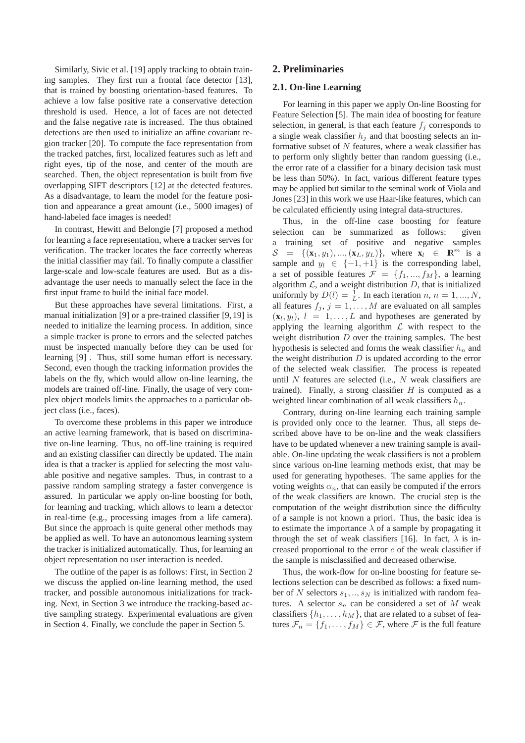Similarly, Sivic et al. [19] apply tracking to obtain training samples. They first run a frontal face detector [13], that is trained by boosting orientation-based features. To achieve a low false positive rate a conservative detection threshold is used. Hence, a lot of faces are not detected and the false negative rate is increased. The thus obtained detections are then used to initialize an affine covariant region tracker [20]. To compute the face representation from the tracked patches, first, localized features such as left and right eyes, tip of the nose, and center of the mouth are searched. Then, the object representation is built from five overlapping SIFT descriptors [12] at the detected features. As a disadvantage, to learn the model for the feature position and appearance a great amount (i.e., 5000 images) of hand-labeled face images is needed!

In contrast, Hewitt and Belongie [7] proposed a method for learning a face representation, where a tracker serves for verification. The tracker locates the face correctly whereas the initial classifier may fail. To finally compute a classifier large-scale and low-scale features are used. But as a disadvantage the user needs to manually select the face in the first input frame to build the initial face model.

But these approaches have several limitations. First, a manual initialization [9] or a pre-trained classifier [9, 19] is needed to initialize the learning process. In addition, since a simple tracker is prone to errors and the selected patches must be inspected manually before they can be used for learning [9] . Thus, still some human effort is necessary. Second, even though the tracking information provides the labels on the fly, which would allow on-line learning, the models are trained off-line. Finally, the usage of very complex object models limits the approaches to a particular object class (i.e., faces).

To overcome these problems in this paper we introduce an active learning framework, that is based on discriminative on-line learning. Thus, no off-line training is required and an existing classifier can directly be updated. The main idea is that a tracker is applied for selecting the most valuable positive and negative samples. Thus, in contrast to a passive random sampling strategy a faster convergence is assured. In particular we apply on-line boosting for both, for learning and tracking, which allows to learn a detector in real-time (e.g., processing images from a life camera). But since the approach is quite general other methods may be applied as well. To have an autonomous learning system the tracker is initialized automatically. Thus, for learning an object representation no user interaction is needed.

The outline of the paper is as follows: First, in Section 2 we discuss the applied on-line learning method, the used tracker, and possible autonomous initializations for tracking. Next, in Section 3 we introduce the tracking-based active sampling strategy. Experimental evaluations are given in Section 4. Finally, we conclude the paper in Section 5.

## 2. Preliminaries

### 2.1. On-line Learning

For learning in this paper we apply On-line Boosting for Feature Selection [5]. The main idea of boosting for feature selection, in general, is that each feature $f_j$ corresponds to a single weak classifier $h_j$ and that boosting selects an informative subset of $N$ features, where a weak classifier has to perform only slightly better than random guessing (i.e., the error rate of a classifier for a binary decision task must be less than 50%). In fact, various different feature types may be applied but similar to the seminal work of Viola and Jones [23] in this work we use Haar-like features, which can be calculated efficiently using integral data-structures.

Thus, in the off-line case boosting for feature selection can be summarized as follows: given a training set of positive and negative samples $\mathcal{S} = \{(\mathbf{x}_1, y_1), ..., (\mathbf{x}_L, y_L)\}$, where $\mathbf{x}_l \in \mathbb{R}^m$ is a sample and $y_l \in \{-1, +1\}$ is the corresponding label, a set of possible features $\mathcal{F} = \{f_1, ..., f_M\}$, a learning algorithm $\mathcal{L}$, and a weight distribution $D$, that is initialized uniformly by $D(l) = \frac{1}{L}$. In each iteration $n$, $n = 1, ..., N$, all features $f_j$, $j = 1, \ldots, M$ are evaluated on all samples $(\mathbf{x}_l, y_l)$, $l = 1, \ldots, L$ and hypotheses are generated by applying the learning algorithm $\mathcal{L}$ with respect to the weight distribution $D$ over the training samples. The best hypothesis is selected and forms the weak classifier $h_n$ and the weight distribution $D$ is updated according to the error of the selected weak classifier. The process is repeated until $N$ features are selected (i.e., $N$ weak classifiers are trained). Finally, a strong classifier $H$ is computed as a weighted linear combination of all weak classifiers $h_n$.

Contrary, during on-line learning each training sample is provided only once to the learner. Thus, all steps described above have to be on-line and the weak classifiers have to be updated whenever a new training sample is available. On-line updating the weak classifiers is not a problem since various on-line learning methods exist, that may be used for generating hypotheses. The same applies for the voting weights $\alpha_n$, that can easily be computed if the errors of the weak classifiers are known. The crucial step is the computation of the weight distribution since the difficulty of a sample is not known a priori. Thus, the basic idea is to estimate the importance $\lambda$ of a sample by propagating it through the set of weak classifiers [16]. In fact, $\lambda$ is increased proportional to the error $e$ of the weak classifier if the sample is misclassified and decreased otherwise.

Thus, the work-flow for on-line boosting for feature selections selection can be described as follows: a fixed number of $N$ selectors $s_1, .., s_N$ is initialized with random features. A selector $s_n$ can be considered a set of $M$ weak classifiers $\{h_1, \ldots, h_M\}$, that are related to a subset of features $\mathcal{F}_n = \{f_1, \ldots, f_M\} \in \mathcal{F}$, where $\mathcal{F}$ is the full feature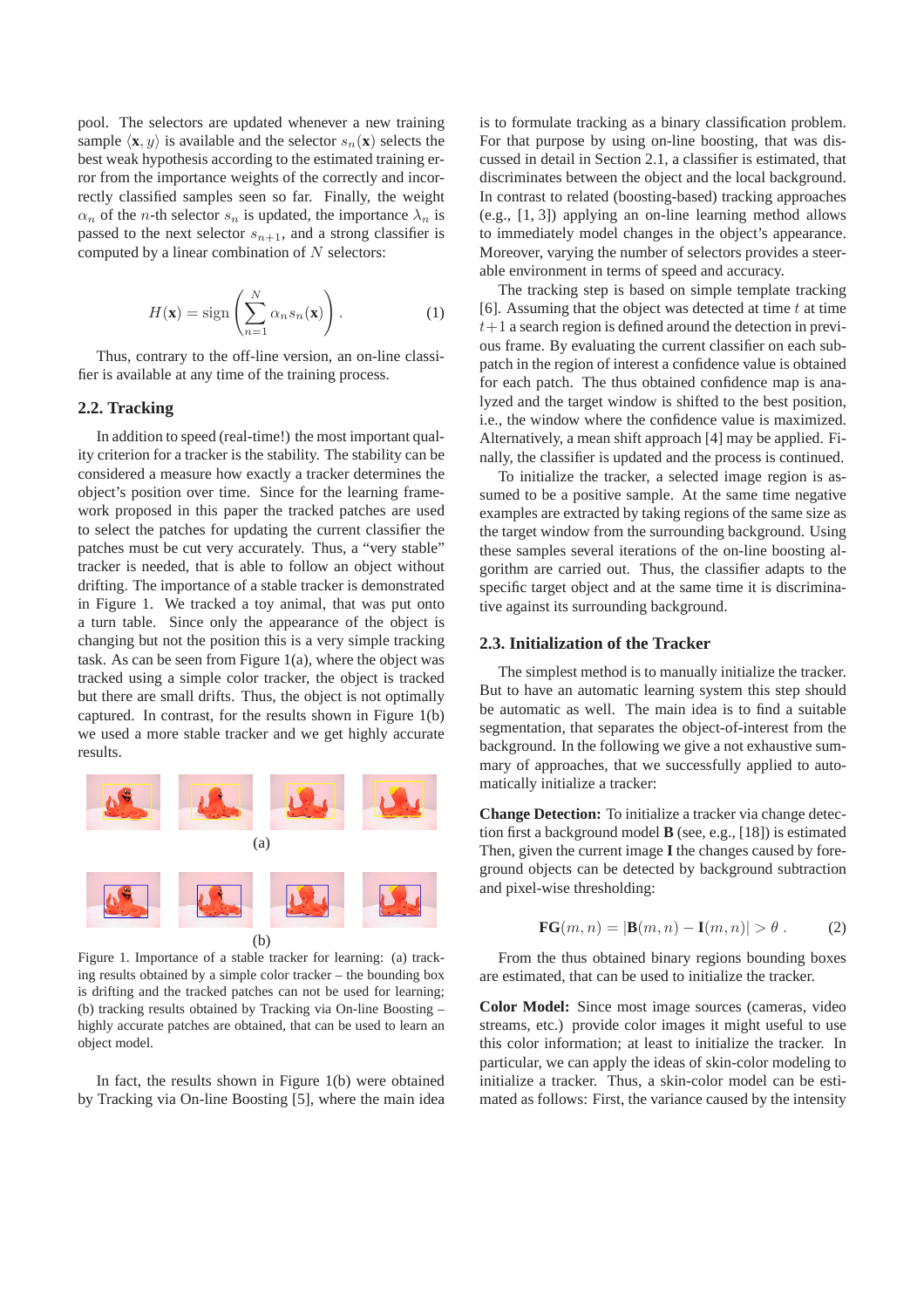pool. The selectors are updated whenever a new training sample $\langle \mathbf{x}, y \rangle$ is available and the selector $s_n(\mathbf{x})$ selects the best weak hypothesis according to the estimated training error from the importance weights of the correctly and incorrectly classified samples seen so far. Finally, the weight $\alpha_n$ of the $n$-th selector $s_n$ is updated, the importance $\lambda_n$ is passed to the next selector $s_{n+1}$, and a strong classifier is computed by a linear combination of $N$ selectors:

$$H(\mathbf{x}) = \text{sign}\left(\sum_{n=1}^{N} \alpha_n s_n(\mathbf{x})\right). \tag{1}$$

Thus, contrary to the off-line version, an on-line classifier is available at any time of the training process.

### 2.2. Tracking

In addition to speed (real-time!) the most important quality criterion for a tracker is the stability. The stability can be considered a measure how exactly a tracker determines the object's position over time. Since for the learning framework proposed in this paper the tracked patches are used to select the patches for updating the current classifier the patches must be cut very accurately. Thus, a "very stable" tracker is needed, that is able to follow an object without drifting. The importance of a stable tracker is demonstrated in Figure 1. We tracked a toy animal, that was put onto a turn table. Since only the appearance of the object is changing but not the position this is a very simple tracking task. As can be seen from Figure 1(a), where the object was tracked using a simple color tracker, the object is tracked but there are small drifts. Thus, the object is not optimally captured. In contrast, for the results shown in Figure 1(b) we used a more stable tracker and we get highly accurate results.

(a)

(b)

Figure 1. Importance of a stable tracker for learning: (a) tracking results obtained by a simple color tracker – the bounding box is drifting and the tracked patches can not be used for learning; (b) tracking results obtained by Tracking via On-line Boosting – highly accurate patches are obtained, that can be used to learn an object model.

In fact, the results shown in Figure 1(b) were obtained by Tracking via On-line Boosting [5], where the main idea is to formulate tracking as a binary classification problem. For that purpose by using on-line boosting, that was discussed in detail in Section 2.1, a classifier is estimated, that discriminates between the object and the local background. In contrast to related (boosting-based) tracking approaches (e.g., [1, 3]) applying an on-line learning method allows to immediately model changes in the object's appearance. Moreover, varying the number of selectors provides a steerable environment in terms of speed and accuracy.

The tracking step is based on simple template tracking [6]. Assuming that the object was detected at time $t$ at time $t+1$ a search region is defined around the detection in previous frame. By evaluating the current classifier on each subpatch in the region of interest a confidence value is obtained for each patch. The thus obtained confidence map is analyzed and the target window is shifted to the best position, i.e., the window where the confidence value is maximized. Alternatively, a mean shift approach [4] may be applied. Finally, the classifier is updated and the process is continued.

To initialize the tracker, a selected image region is assumed to be a positive sample. At the same time negative examples are extracted by taking regions of the same size as the target window from the surrounding background. Using these samples several iterations of the on-line boosting algorithm are carried out. Thus, the classifier adapts to the specific target object and at the same time it is discriminative against its surrounding background.

### 2.3. Initialization of the Tracker

The simplest method is to manually initialize the tracker. But to have an automatic learning system this step should be automatic as well. The main idea is to find a suitable segmentation, that separates the object-of-interest from the background. In the following we give a not exhaustive summary of approaches, that we successfully applied to automatically initialize a tracker:

**Change Detection:** To initialize a tracker via change detection first a background model $\mathbf{B}$ (see, e.g., [18]) is estimated Then, given the current image $\mathbf{I}$ the changes caused by foreground objects can be detected by background subtraction and pixel-wise thresholding:

$$\mathbf{FG}(m, n) = |\mathbf{B}(m, n) - \mathbf{I}(m, n)| > \theta\ . \tag{2}$$

From the thus obtained binary regions bounding boxes are estimated, that can be used to initialize the tracker.

**Color Model:** Since most image sources (cameras, video streams, etc.) provide color images it might useful to use this color information; at least to initialize the tracker. In particular, we can apply the ideas of skin-color modeling to initialize a tracker. Thus, a skin-color model can be estimated as follows: First, the variance caused by the intensity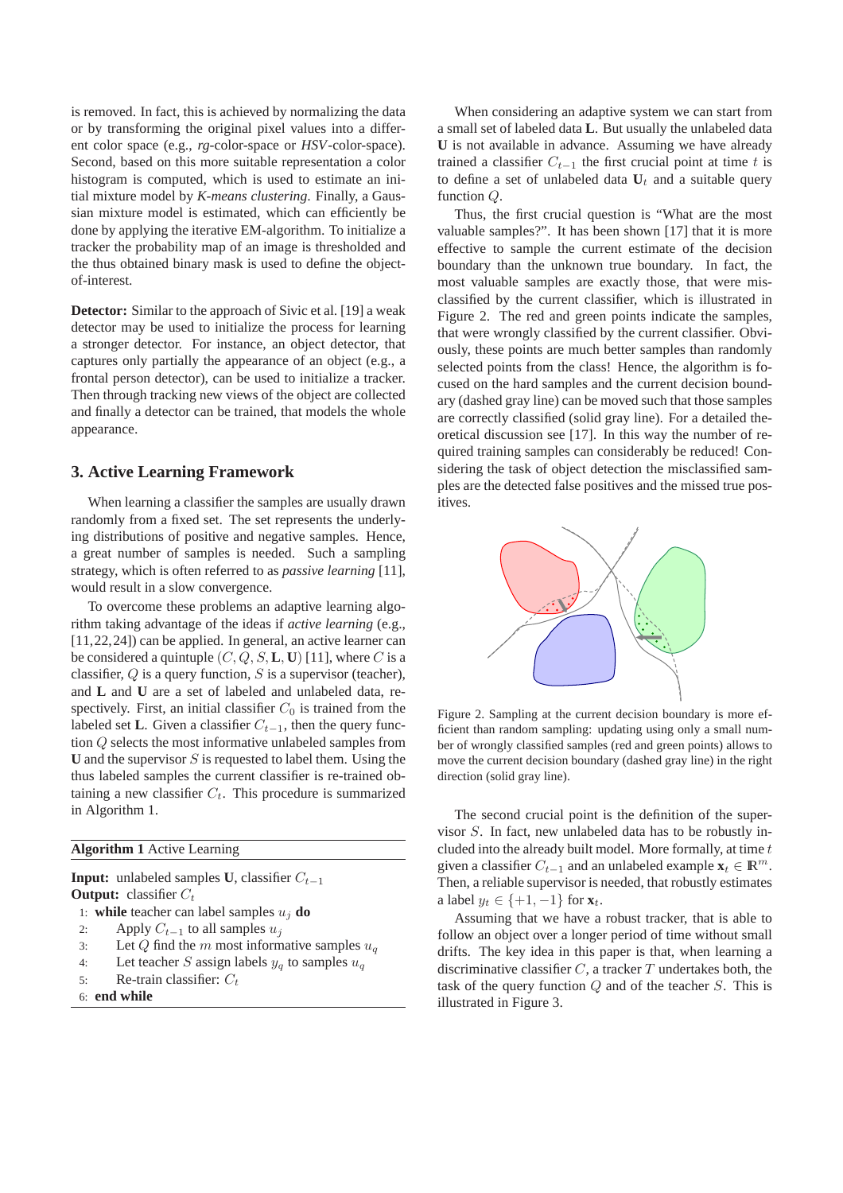is removed. In fact, this is achieved by normalizing the data or by transforming the original pixel values into a different color space (e.g., *rg*-color-space or *HSV*-color-space). Second, based on this more suitable representation a color histogram is computed, which is used to estimate an initial mixture model by *K-means clustering*. Finally, a Gaussian mixture model is estimated, which can efficiently be done by applying the iterative EM-algorithm. To initialize a tracker the probability map of an image is thresholded and the thus obtained binary mask is used to define the object-of-interest.

**Detector:** Similar to the approach of Sivic et al. [19] a weak detector may be used to initialize the process for learning a stronger detector. For instance, an object detector, that captures only partially the appearance of an object (e.g., a frontal person detector), can be used to initialize a tracker. Then through tracking new views of the object are collected and finally a detector can be trained, that models the whole appearance.

## 3. Active Learning Framework

When learning a classifier the samples are usually drawn randomly from a fixed set. The set represents the underlying distributions of positive and negative samples. Hence, a great number of samples is needed. Such a sampling strategy, which is often referred to as *passive learning* [11], would result in a slow convergence.

To overcome these problems an adaptive learning algorithm taking advantage of the ideas if *active learning* (e.g., [11,22,24]) can be applied. In general, an active learner can be considered a quintuple $(C, Q, S, \mathbf{L}, \mathbf{U})$ [11], where $C$ is a classifier, $Q$ is a query function, $S$ is a supervisor (teacher), and $\mathbf{L}$ and $\mathbf{U}$ are a set of labeled and unlabeled data, respectively. First, an initial classifier $C_0$ is trained from the labeled set $\mathbf{L}$. Given a classifier $C_{t-1}$, then the query function $Q$ selects the most informative unlabeled samples from $\mathbf{U}$ and the supervisor $S$ is requested to label them. Using the thus labeled samples the current classifier is re-trained obtaining a new classifier $C_t$. This procedure is summarized in Algorithm 1.

**Algorithm 1** Active Learning

**Input:** unlabeled samples $\mathbf{U}$, classifier $C_{t-1}$
**Output:** classifier $C_t$

1: **while** teacher can label samples $u_j$ **do**
2: Apply $C_{t-1}$ to all samples $u_j$
3: Let $Q$ find the $m$ most informative samples $u_q$
4: Let teacher $S$ assign labels $y_q$ to samples $u_q$
5: Re-train classifier: $C_t$
6: **end while**

When considering an adaptive system we can start from a small set of labeled data $\mathbf{L}$. But usually the unlabeled data $\mathbf{U}$ is not available in advance. Assuming we have already trained a classifier $C_{t-1}$ the first crucial point at time $t$ is to define a set of unlabeled data $\mathbf{U}_t$ and a suitable query function $Q$.

Thus, the first crucial question is "What are the most valuable samples?". It has been shown [17] that it is more effective to sample the current estimate of the decision boundary than the unknown true boundary. In fact, the most valuable samples are exactly those, that were misclassified by the current classifier, which is illustrated in Figure 2. The red and green points indicate the samples, that were wrongly classified by the current classifier. Obviously, these points are much better samples than randomly selected points from the class! Hence, the algorithm is focused on the hard samples and the current decision boundary (dashed gray line) can be moved such that those samples are correctly classified (solid gray line). For a detailed theoretical discussion see [17]. In this way the number of required training samples can considerably be reduced! Considering the task of object detection the misclassified samples are the detected false positives and the missed true positives.

Figure 2. Sampling at the current decision boundary is more efficient than random sampling: updating using only a small number of wrongly classified samples (red and green points) allows to move the current decision boundary (dashed gray line) in the right direction (solid gray line).

The second crucial point is the definition of the supervisor $S$. In fact, new unlabeled data has to be robustly included into the already built model. More formally, at time $t$ given a classifier $C_{t-1}$ and an unlabeled example $\mathbf{x}_t \in \mathbb{R}^m$. Then, a reliable supervisor is needed, that robustly estimates a label $y_t \in \{+1, -1\}$ for $\mathbf{x}_t$.

Assuming that we have a robust tracker, that is able to follow an object over a longer period of time without small drifts. The key idea in this paper is, that when learning a discriminative classifier $C$, a tracker $T$ undertakes both, the task of the query function $Q$ and of the teacher $S$. This is illustrated in Figure 3.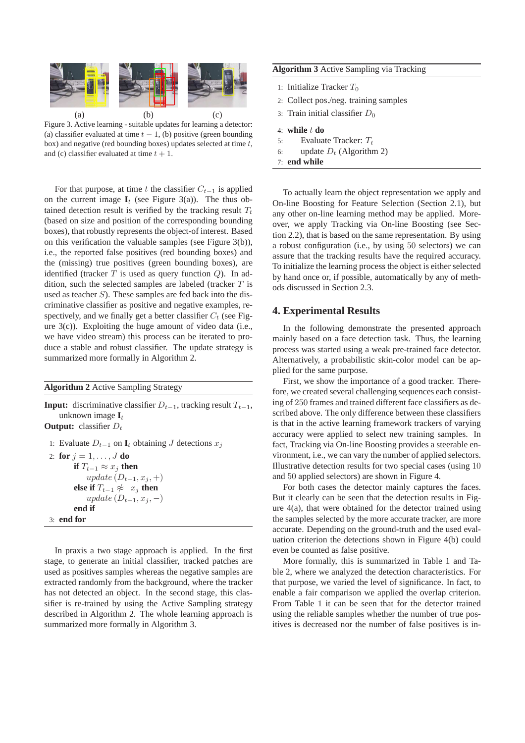(a) (b) (c)

Figure 3. Active learning - suitable updates for learning a detector: (a) classifier evaluated at time $t-1$, (b) positive (green bounding box) and negative (red bounding boxes) updates selected at time $t$, and (c) classifier evaluated at time $t+1$.

For that purpose, at time $t$ the classifier $C_{t-1}$ is applied on the current image $\mathbf{I}_t$ (see Figure 3(a)). The thus obtained detection result is verified by the tracking result $T_t$ (based on size and position of the corresponding bounding boxes), that robustly represents the object-of interest. Based on this verification the valuable samples (see Figure 3(b)), i.e., the reported false positives (red bounding boxes) and the (missing) true positives (green bounding boxes), are identified (tracker $T$ is used as query function $Q$). In addition, such the selected samples are labeled (tracker $T$ is used as teacher $S$). These samples are fed back into the discriminative classifier as positive and negative examples, respectively, and we finally get a better classifier $C_t$ (see Figure 3(c)). Exploiting the huge amount of video data (i.e., we have video stream) this process can be iterated to produce a stable and robust classifier. The update strategy is summarized more formally in Algorithm 2.

**Algorithm 2** Active Sampling Strategy

**Input:** discriminative classifier $D_{t-1}$, tracking result $T_{t-1}$, unknown image $\mathbf{I}_t$
**Output:** classifier $D_t$

1: Evaluate $D_{t-1}$ on $\mathbf{I}_t$ obtaining $J$ detections $x_j$
2: **for** $j = 1, \ldots, J$ **do**
  **if** $T_{t-1} \approx x_j$ **then**
    $update\,(D_{t-1}, x_j, +)$
  **else if** $T_{t-1} \not\approx x_j$ **then**
    $update\,(D_{t-1}, x_j, -)$
  **end if**
3: **end for**

In praxis a two stage approach is applied. In the first stage, to generate an initial classifier, tracked patches are used as positives samples whereas the negative samples are extracted randomly from the background, where the tracker has not detected an object. In the second stage, this classifier is re-trained by using the Active Sampling strategy described in Algorithm 2. The whole learning approach is summarized more formally in Algorithm 3.

**Algorithm 3** Active Sampling via Tracking

1: Initialize Tracker $T_0$
2: Collect pos./neg. training samples
3: Train initial classifier $D_0$
4: **while** $t$ **do**
5:   Evaluate Tracker: $T_t$
6:   update $D_t$ (Algorithm 2)
7: **end while**

To actually learn the object representation we apply and On-line Boosting for Feature Selection (Section 2.1), but any other on-line learning method may be applied. Moreover, we apply Tracking via On-line Boosting (see Section 2.2), that is based on the same representation. By using a robust configuration (i.e., by using 50 selectors) we can assure that the tracking results have the required accuracy. To initialize the learning process the object is either selected by hand once or, if possible, automatically by any of methods discussed in Section 2.3.

## 4. Experimental Results

In the following demonstrate the presented approach mainly based on a face detection task. Thus, the learning process was started using a weak pre-trained face detector. Alternatively, a probabilistic skin-color model can be applied for the same purpose.

First, we show the importance of a good tracker. Therefore, we created several challenging sequences each consisting of 250 frames and trained different face classifiers as described above. The only difference between these classifiers is that in the active learning framework trackers of varying accuracy were applied to select new training samples. In fact, Tracking via On-line Boosting provides a steerable environment, i.e., we can vary the number of applied selectors. Illustrative detection results for two special cases (using 10 and 50 applied selectors) are shown in Figure 4.

For both cases the detector mainly captures the faces. But it clearly can be seen that the detection results in Figure 4(a), that were obtained for the detector trained using the samples selected by the more accurate tracker, are more accurate. Depending on the ground-truth and the used evaluation criterion the detections shown in Figure 4(b) could even be counted as false positive.

More formally, this is summarized in Table 1 and Table 2, where we analyzed the detection characteristics. For that purpose, we varied the level of significance. In fact, to enable a fair comparison we applied the overlap criterion. From Table 1 it can be seen that for the detector trained using the reliable samples whether the number of true positives is decreased nor the number of false positives is in-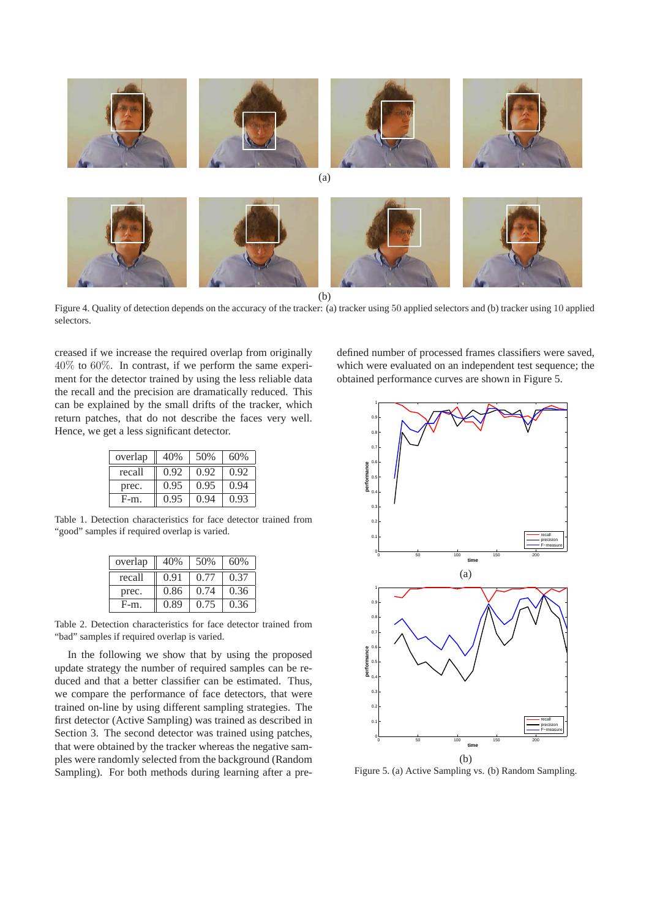Figure 4. Quality of detection depends on the accuracy of the tracker: (a) tracker using 50 applied selectors and (b) tracker using 10 applied selectors.

creased if we increase the required overlap from originally 40% to 60%. In contrast, if we perform the same experiment for the detector trained by using the less reliable data the recall and the precision are dramatically reduced. This can be explained by the small drifts of the tracker, which return patches, that do not describe the faces very well. Hence, we get a less significant detector.

| overlap | 40% | 50% | 60% |
|---|---|---|---|
| recall | 0.92 | 0.92 | 0.92 |
| prec. | 0.95 | 0.95 | 0.94 |
| F-m. | 0.95 | 0.94 | 0.93 |

Table 1. Detection characteristics for face detector trained from "good" samples if required overlap is varied.

| overlap | 40% | 50% | 60% |
|---|---|---|---|
| recall | 0.91 | 0.77 | 0.37 |
| prec. | 0.86 | 0.74 | 0.36 |
| F-m. | 0.89 | 0.75 | 0.36 |

Table 2. Detection characteristics for face detector trained from "bad" samples if required overlap is varied.

In the following we show that by using the proposed update strategy the number of required samples can be reduced and that a better classifier can be estimated. Thus, we compare the performance of face detectors, that were trained on-line by using different sampling strategies. The first detector (Active Sampling) was trained as described in Section 3. The second detector was trained using patches, that were obtained by the tracker whereas the negative samples were randomly selected from the background (Random Sampling). For both methods during learning after a predefined number of processed frames classifiers were saved, which were evaluated on an independent test sequence; the obtained performance curves are shown in Figure 5.

Figure 5. (a) Active Sampling vs. (b) Random Sampling.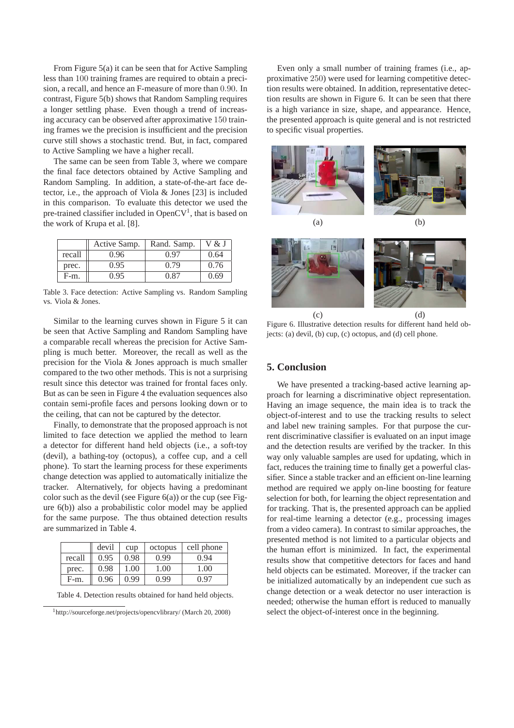From Figure 5(a) it can be seen that for Active Sampling less than 100 training frames are required to obtain a precision, a recall, and hence an F-measure of more than 0.90. In contrast, Figure 5(b) shows that Random Sampling requires a longer settling phase. Even though a trend of increasing accuracy can be observed after approximative 150 training frames we the precision is insufficient and the precision curve still shows a stochastic trend. But, in fact, compared to Active Sampling we have a higher recall.

The same can be seen from Table 3, where we compare the final face detectors obtained by Active Sampling and Random Sampling. In addition, a state-of-the-art face detector, i.e., the approach of Viola & Jones [23] is included in this comparison. To evaluate this detector we used the pre-trained classifier included in OpenCV[1], that is based on the work of Krupa et al. [8].

|  | Active Samp. | Rand. Samp. | V & J |
|---|---|---|---|
| recall | 0.96 | 0.97 | 0.64 |
| prec. | 0.95 | 0.79 | 0.76 |
| F-m. | 0.95 | 0.87 | 0.69 |

Table 3. Face detection: Active Sampling vs. Random Sampling vs. Viola & Jones.

Similar to the learning curves shown in Figure 5 it can be seen that Active Sampling and Random Sampling have a comparable recall whereas the precision for Active Sampling is much better. Moreover, the recall as well as the precision for the Viola & Jones approach is much smaller compared to the two other methods. This is not a surprising result since this detector was trained for frontal faces only. But as can be seen in Figure 4 the evaluation sequences also contain semi-profile faces and persons looking down or to the ceiling, that can not be captured by the detector.

Finally, to demonstrate that the proposed approach is not limited to face detection we applied the method to learn a detector for different hand held objects (i.e., a soft-toy (devil), a bathing-toy (octopus), a coffee cup, and a cell phone). To start the learning process for these experiments change detection was applied to automatically initialize the tracker. Alternatively, for objects having a predominant color such as the devil (see Figure 6(a)) or the cup (see Figure 6(b)) also a probabilistic color model may be applied for the same purpose. The thus obtained detection results are summarized in Table 4.

|  | devil | cup | octopus | cell phone |
|---|---|---|---|---|
| recall | 0.95 | 0.98 | 0.99 | 0.94 |
| prec. | 0.98 | 1.00 | 1.00 | 1.00 |
| F-m. | 0.96 | 0.99 | 0.99 | 0.97 |

Table 4. Detection results obtained for hand held objects.

[1] http://sourceforge.net/projects/opencvlibrary/ (March 20, 2008)

Even only a small number of training frames (i.e., approximative 250) were used for learning competitive detection results were obtained. In addition, representative detection results are shown in Figure 6. It can be seen that there is a high variance in size, shape, and appearance. Hence, the presented approach is quite general and is not restricted to specific visual properties.

(a) (b) (c) (d)

Figure 6. Illustrative detection results for different hand held objects: (a) devil, (b) cup, (c) octopus, and (d) cell phone.

## 5. Conclusion

We have presented a tracking-based active learning approach for learning a discriminative object representation. Having an image sequence, the main idea is to track the object-of-interest and to use the tracking results to select and label new training samples. For that purpose the current discriminative classifier is evaluated on an input image and the detection results are verified by the tracker. In this way only valuable samples are used for updating, which in fact, reduces the training time to finally get a powerful classifier. Since a stable tracker and an efficient on-line learning method are required we apply on-line boosting for feature selection for both, for learning the object representation and for tracking. That is, the presented approach can be applied for real-time learning a detector (e.g., processing images from a video camera). In contrast to similar approaches, the presented method is not limited to a particular objects and the human effort is minimized. In fact, the experimental results show that competitive detectors for faces and hand held objects can be estimated. Moreover, if the tracker can be initialized automatically by an independent cue such as change detection or a weak detector no user interaction is needed; otherwise the human effort is reduced to manually select the object-of-interest once in the beginning.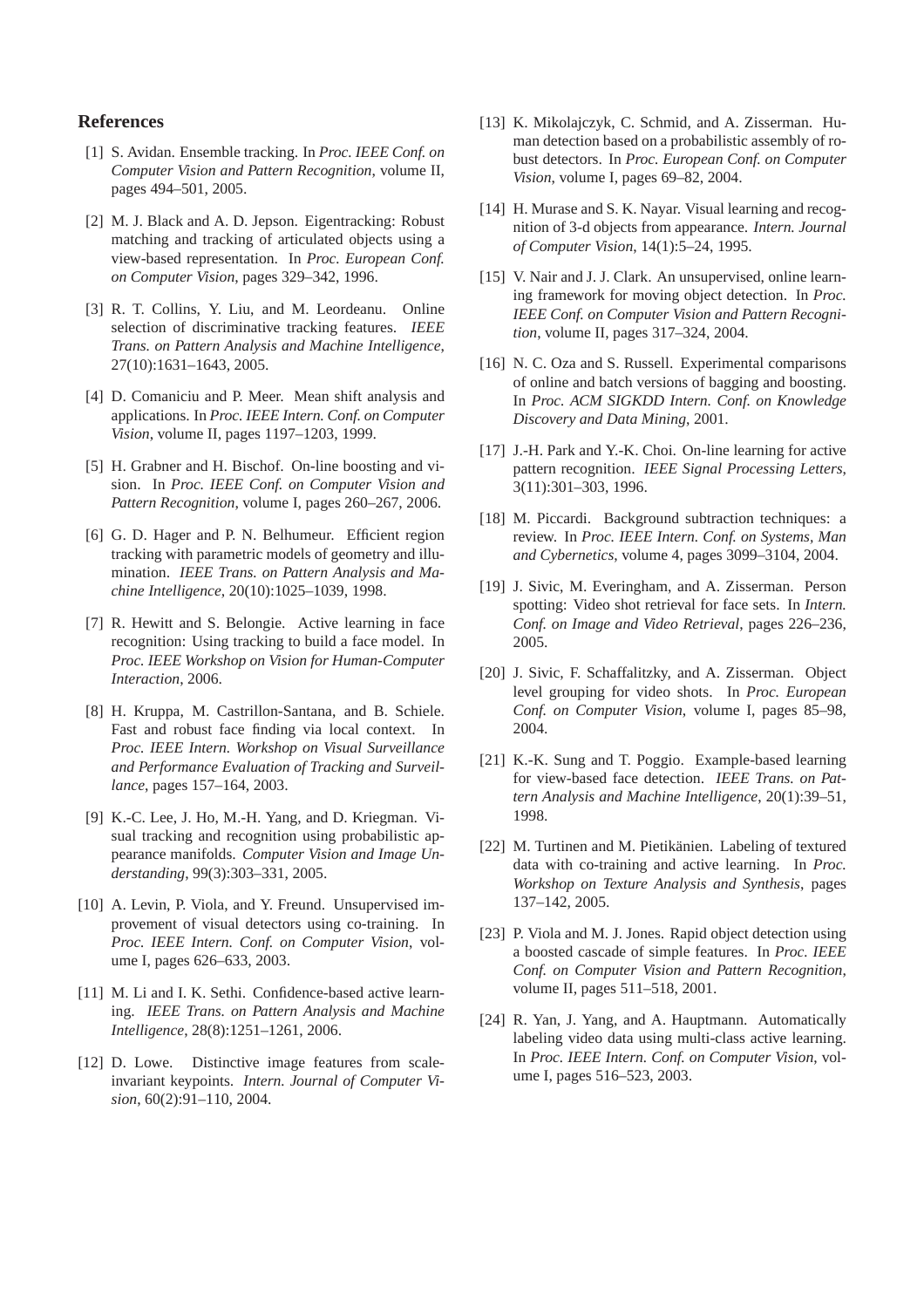## References

[1] S. Avidan. Ensemble tracking. In *Proc. IEEE Conf. on Computer Vision and Pattern Recognition*, volume II, pages 494–501, 2005.

[2] M. J. Black and A. D. Jepson. Eigentracking: Robust matching and tracking of articulated objects using a view-based representation. In *Proc. European Conf. on Computer Vision*, pages 329–342, 1996.

[3] R. T. Collins, Y. Liu, and M. Leordeanu. Online selection of discriminative tracking features. *IEEE Trans. on Pattern Analysis and Machine Intelligence*, 27(10):1631–1643, 2005.

[4] D. Comaniciu and P. Meer. Mean shift analysis and applications. In *Proc. IEEE Intern. Conf. on Computer Vision*, volume II, pages 1197–1203, 1999.

[5] H. Grabner and H. Bischof. On-line boosting and vision. In *Proc. IEEE Conf. on Computer Vision and Pattern Recognition*, volume I, pages 260–267, 2006.

[6] G. D. Hager and P. N. Belhumeur. Efficient region tracking with parametric models of geometry and illumination. *IEEE Trans. on Pattern Analysis and Machine Intelligence*, 20(10):1025–1039, 1998.

[7] R. Hewitt and S. Belongie. Active learning in face recognition: Using tracking to build a face model. In *Proc. IEEE Workshop on Vision for Human-Computer Interaction*, 2006.

[8] H. Kruppa, M. Castrillon-Santana, and B. Schiele. Fast and robust face finding via local context. In *Proc. IEEE Intern. Workshop on Visual Surveillance and Performance Evaluation of Tracking and Surveillance*, pages 157–164, 2003.

[9] K.-C. Lee, J. Ho, M.-H. Yang, and D. Kriegman. Visual tracking and recognition using probabilistic appearance manifolds. *Computer Vision and Image Understanding*, 99(3):303–331, 2005.

[10] A. Levin, P. Viola, and Y. Freund. Unsupervised improvement of visual detectors using co-training. In *Proc. IEEE Intern. Conf. on Computer Vision*, volume I, pages 626–633, 2003.

[11] M. Li and I. K. Sethi. Confidence-based active learning. *IEEE Trans. on Pattern Analysis and Machine Intelligence*, 28(8):1251–1261, 2006.

[12] D. Lowe. Distinctive image features from scale-invariant keypoints. *Intern. Journal of Computer Vision*, 60(2):91–110, 2004.

[13] K. Mikolajczyk, C. Schmid, and A. Zisserman. Human detection based on a probabilistic assembly of robust detectors. In *Proc. European Conf. on Computer Vision*, volume I, pages 69–82, 2004.

[14] H. Murase and S. K. Nayar. Visual learning and recognition of 3-d objects from appearance. *Intern. Journal of Computer Vision*, 14(1):5–24, 1995.

[15] V. Nair and J. J. Clark. An unsupervised, online learning framework for moving object detection. In *Proc. IEEE Conf. on Computer Vision and Pattern Recognition*, volume II, pages 317–324, 2004.

[16] N. C. Oza and S. Russell. Experimental comparisons of online and batch versions of bagging and boosting. In *Proc. ACM SIGKDD Intern. Conf. on Knowledge Discovery and Data Mining*, 2001.

[17] J.-H. Park and Y.-K. Choi. On-line learning for active pattern recognition. *IEEE Signal Processing Letters*, 3(11):301–303, 1996.

[18] M. Piccardi. Background subtraction techniques: a review. In *Proc. IEEE Intern. Conf. on Systems, Man and Cybernetics*, volume 4, pages 3099–3104, 2004.

[19] J. Sivic, M. Everingham, and A. Zisserman. Person spotting: Video shot retrieval for face sets. In *Intern. Conf. on Image and Video Retrieval*, pages 226–236, 2005.

[20] J. Sivic, F. Schaffalitzky, and A. Zisserman. Object level grouping for video shots. In *Proc. European Conf. on Computer Vision*, volume I, pages 85–98, 2004.

[21] K.-K. Sung and T. Poggio. Example-based learning for view-based face detection. *IEEE Trans. on Pattern Analysis and Machine Intelligence*, 20(1):39–51, 1998.

[22] M. Turtinen and M. Pietikänien. Labeling of textured data with co-training and active learning. In *Proc. Workshop on Texture Analysis and Synthesis*, pages 137–142, 2005.

[23] P. Viola and M. J. Jones. Rapid object detection using a boosted cascade of simple features. In *Proc. IEEE Conf. on Computer Vision and Pattern Recognition*, volume II, pages 511–518, 2001.

[24] R. Yan, J. Yang, and A. Hauptmann. Automatically labeling video data using multi-class active learning. In *Proc. IEEE Intern. Conf. on Computer Vision*, volume I, pages 516–523, 2003.